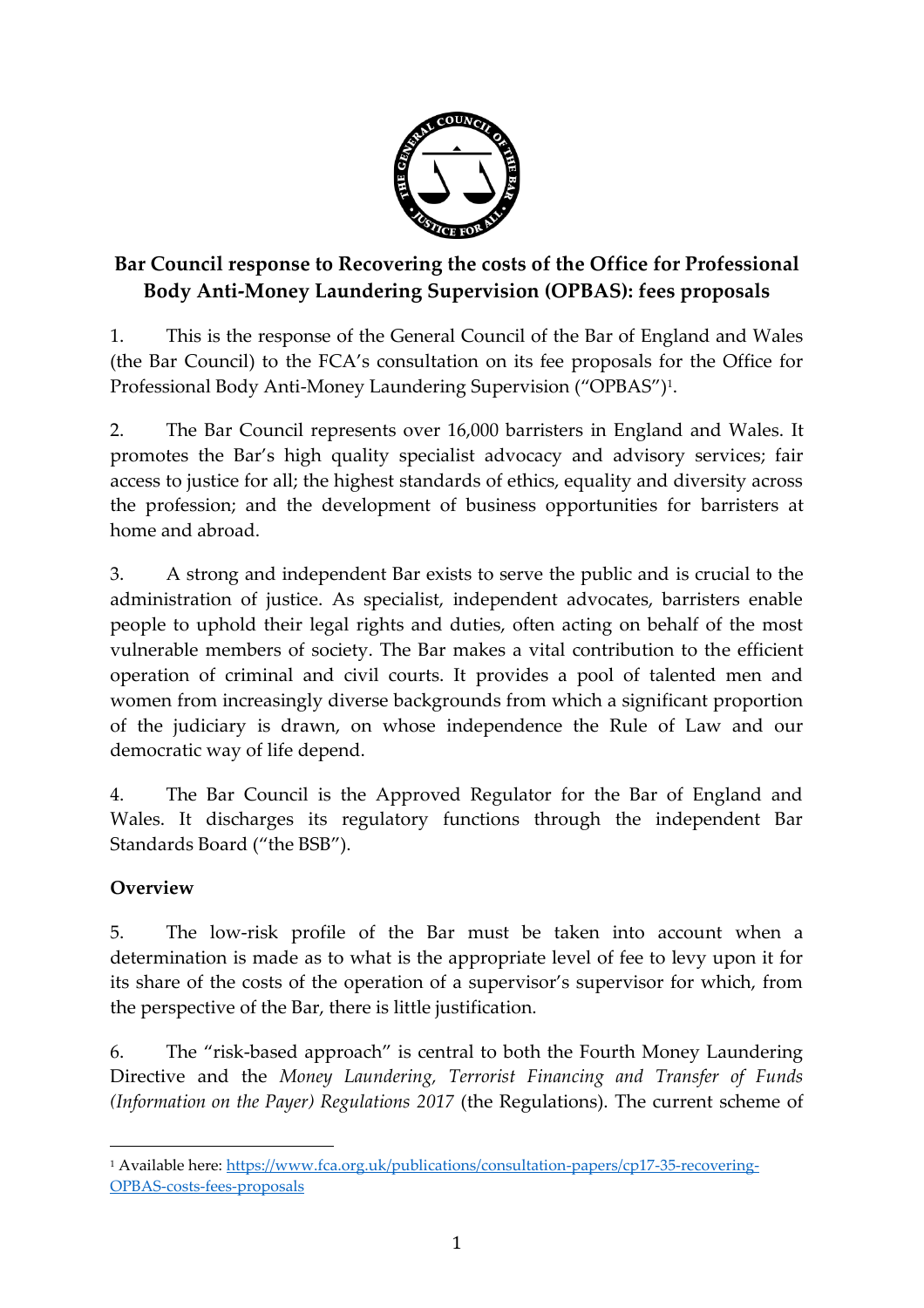# Bar Council response to Recovering the costs of the Office for Professional Body Anti-Money Laundering Supervision (OPBAS): fees proposals

1. This is the response of the General Council of the Bar of England and Wales (the Bar Council) to the FCA's consultation on its fee proposals for the Office for Professional Body Anti-Money Laundering Supervision ("OPBAS")[1].

2. The Bar Council represents over 16,000 barristers in England and Wales. It promotes the Bar's high quality specialist advocacy and advisory services; fair access to justice for all; the highest standards of ethics, equality and diversity across the profession; and the development of business opportunities for barristers at home and abroad.

3. A strong and independent Bar exists to serve the public and is crucial to the administration of justice. As specialist, independent advocates, barristers enable people to uphold their legal rights and duties, often acting on behalf of the most vulnerable members of society. The Bar makes a vital contribution to the efficient operation of criminal and civil courts. It provides a pool of talented men and women from increasingly diverse backgrounds from which a significant proportion of the judiciary is drawn, on whose independence the Rule of Law and our democratic way of life depend.

4. The Bar Council is the Approved Regulator for the Bar of England and Wales. It discharges its regulatory functions through the independent Bar Standards Board ("the BSB").

**Overview**

5. The low-risk profile of the Bar must be taken into account when a determination is made as to what is the appropriate level of fee to levy upon it for its share of the costs of the operation of a supervisor's supervisor for which, from the perspective of the Bar, there is little justification.

6. The "risk-based approach" is central to both the Fourth Money Laundering Directive and the *Money Laundering, Terrorist Financing and Transfer of Funds (Information on the Payer) Regulations 2017* (the Regulations). The current scheme of

[1] Available here: https://www.fca.org.uk/publications/consultation-papers/cp17-35-recovering-OPBAS-costs-fees-proposals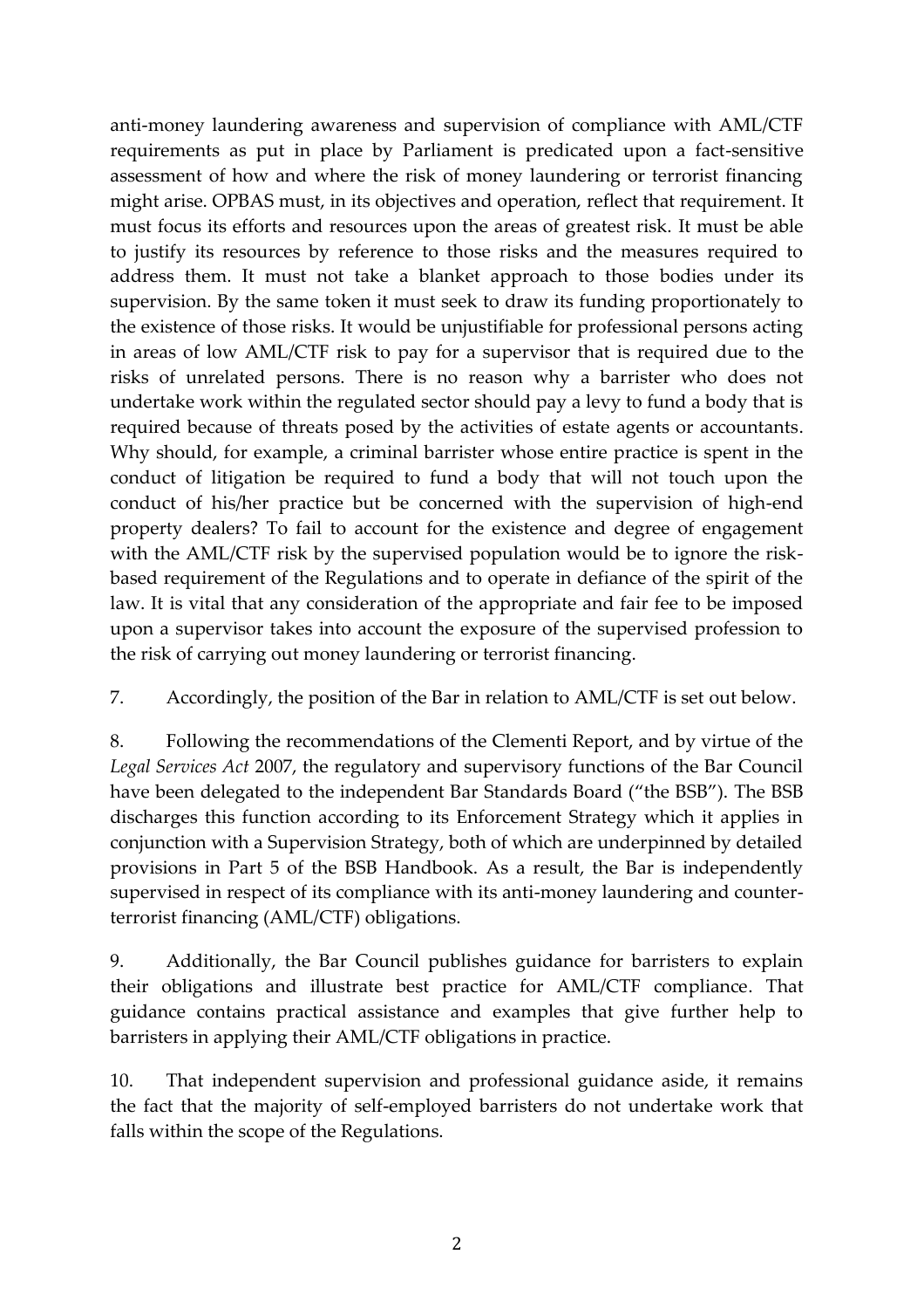anti-money laundering awareness and supervision of compliance with AML/CTF requirements as put in place by Parliament is predicated upon a fact-sensitive assessment of how and where the risk of money laundering or terrorist financing might arise. OPBAS must, in its objectives and operation, reflect that requirement. It must focus its efforts and resources upon the areas of greatest risk. It must be able to justify its resources by reference to those risks and the measures required to address them. It must not take a blanket approach to those bodies under its supervision. By the same token it must seek to draw its funding proportionately to the existence of those risks. It would be unjustifiable for professional persons acting in areas of low AML/CTF risk to pay for a supervisor that is required due to the risks of unrelated persons. There is no reason why a barrister who does not undertake work within the regulated sector should pay a levy to fund a body that is required because of threats posed by the activities of estate agents or accountants. Why should, for example, a criminal barrister whose entire practice is spent in the conduct of litigation be required to fund a body that will not touch upon the conduct of his/her practice but be concerned with the supervision of high-end property dealers? To fail to account for the existence and degree of engagement with the AML/CTF risk by the supervised population would be to ignore the risk-based requirement of the Regulations and to operate in defiance of the spirit of the law. It is vital that any consideration of the appropriate and fair fee to be imposed upon a supervisor takes into account the exposure of the supervised profession to the risk of carrying out money laundering or terrorist financing.

7. Accordingly, the position of the Bar in relation to AML/CTF is set out below.

8. Following the recommendations of the Clementi Report, and by virtue of the *Legal Services Act* 2007, the regulatory and supervisory functions of the Bar Council have been delegated to the independent Bar Standards Board ("the BSB"). The BSB discharges this function according to its Enforcement Strategy which it applies in conjunction with a Supervision Strategy, both of which are underpinned by detailed provisions in Part 5 of the BSB Handbook. As a result, the Bar is independently supervised in respect of its compliance with its anti-money laundering and counter-terrorist financing (AML/CTF) obligations.

9. Additionally, the Bar Council publishes guidance for barristers to explain their obligations and illustrate best practice for AML/CTF compliance. That guidance contains practical assistance and examples that give further help to barristers in applying their AML/CTF obligations in practice.

10. That independent supervision and professional guidance aside, it remains the fact that the majority of self-employed barristers do not undertake work that falls within the scope of the Regulations.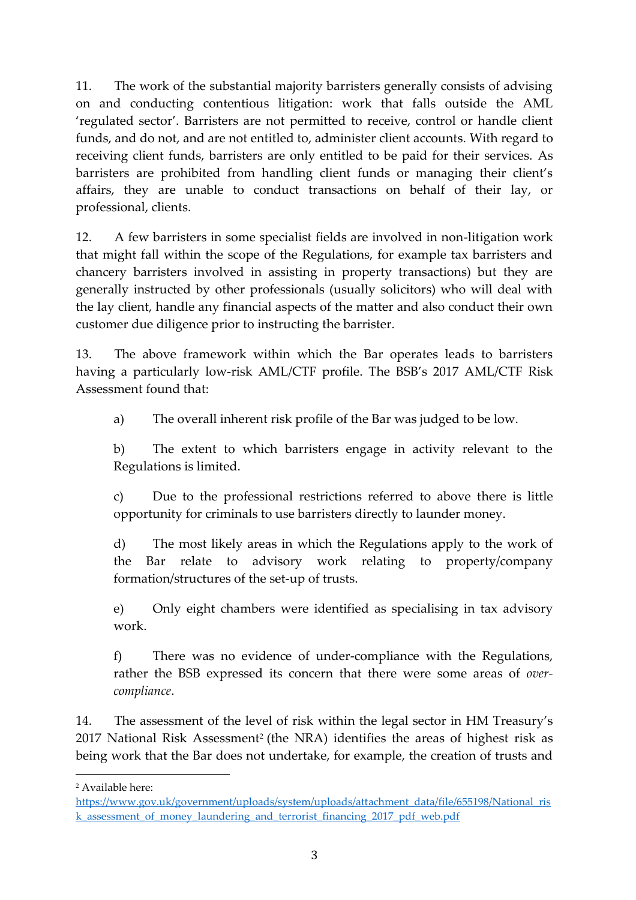11. The work of the substantial majority barristers generally consists of advising on and conducting contentious litigation: work that falls outside the AML 'regulated sector'. Barristers are not permitted to receive, control or handle client funds, and do not, and are not entitled to, administer client accounts. With regard to receiving client funds, barristers are only entitled to be paid for their services. As barristers are prohibited from handling client funds or managing their client's affairs, they are unable to conduct transactions on behalf of their lay, or professional, clients.

12. A few barristers in some specialist fields are involved in non-litigation work that might fall within the scope of the Regulations, for example tax barristers and chancery barristers involved in assisting in property transactions) but they are generally instructed by other professionals (usually solicitors) who will deal with the lay client, handle any financial aspects of the matter and also conduct their own customer due diligence prior to instructing the barrister.

13. The above framework within which the Bar operates leads to barristers having a particularly low-risk AML/CTF profile. The BSB's 2017 AML/CTF Risk Assessment found that:

a) The overall inherent risk profile of the Bar was judged to be low.

b) The extent to which barristers engage in activity relevant to the Regulations is limited.

c) Due to the professional restrictions referred to above there is little opportunity for criminals to use barristers directly to launder money.

d) The most likely areas in which the Regulations apply to the work of the Bar relate to advisory work relating to property/company formation/structures of the set-up of trusts.

e) Only eight chambers were identified as specialising in tax advisory work.

f) There was no evidence of under-compliance with the Regulations, rather the BSB expressed its concern that there were some areas of *over-compliance*.

14. The assessment of the level of risk within the legal sector in HM Treasury's 2017 National Risk Assessment[2] (the NRA) identifies the areas of highest risk as being work that the Bar does not undertake, for example, the creation of trusts and

---

[2] Available here: https://www.gov.uk/government/uploads/system/uploads/attachment_data/file/655198/National_risk_assessment_of_money_laundering_and_terrorist_financing_2017_pdf_web.pdf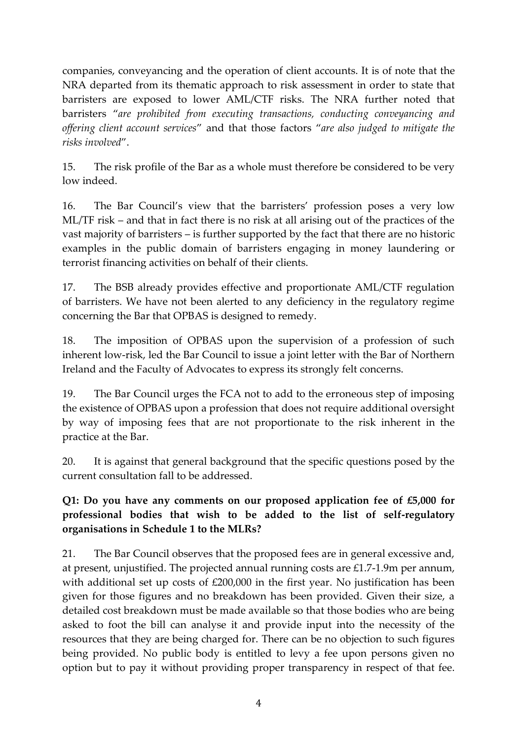companies, conveyancing and the operation of client accounts. It is of note that the NRA departed from its thematic approach to risk assessment in order to state that barristers are exposed to lower AML/CTF risks. The NRA further noted that barristers "*are prohibited from executing transactions, conducting conveyancing and offering client account services*" and that those factors "*are also judged to mitigate the risks involved*".

15. The risk profile of the Bar as a whole must therefore be considered to be very low indeed.

16. The Bar Council's view that the barristers' profession poses a very low ML/TF risk – and that in fact there is no risk at all arising out of the practices of the vast majority of barristers – is further supported by the fact that there are no historic examples in the public domain of barristers engaging in money laundering or terrorist financing activities on behalf of their clients.

17. The BSB already provides effective and proportionate AML/CTF regulation of barristers. We have not been alerted to any deficiency in the regulatory regime concerning the Bar that OPBAS is designed to remedy.

18. The imposition of OPBAS upon the supervision of a profession of such inherent low-risk, led the Bar Council to issue a joint letter with the Bar of Northern Ireland and the Faculty of Advocates to express its strongly felt concerns.

19. The Bar Council urges the FCA not to add to the erroneous step of imposing the existence of OPBAS upon a profession that does not require additional oversight by way of imposing fees that are not proportionate to the risk inherent in the practice at the Bar.

20. It is against that general background that the specific questions posed by the current consultation fall to be addressed.

**Q1: Do you have any comments on our proposed application fee of £5,000 for professional bodies that wish to be added to the list of self-regulatory organisations in Schedule 1 to the MLRs?**

21. The Bar Council observes that the proposed fees are in general excessive and, at present, unjustified. The projected annual running costs are £1.7-1.9m per annum, with additional set up costs of £200,000 in the first year. No justification has been given for those figures and no breakdown has been provided. Given their size, a detailed cost breakdown must be made available so that those bodies who are being asked to foot the bill can analyse it and provide input into the necessity of the resources that they are being charged for. There can be no objection to such figures being provided. No public body is entitled to levy a fee upon persons given no option but to pay it without providing proper transparency in respect of that fee.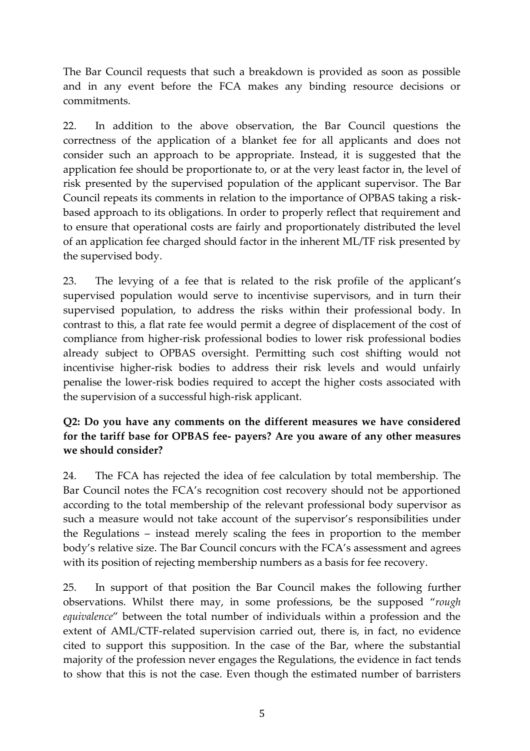The Bar Council requests that such a breakdown is provided as soon as possible and in any event before the FCA makes any binding resource decisions or commitments.

22. In addition to the above observation, the Bar Council questions the correctness of the application of a blanket fee for all applicants and does not consider such an approach to be appropriate. Instead, it is suggested that the application fee should be proportionate to, or at the very least factor in, the level of risk presented by the supervised population of the applicant supervisor. The Bar Council repeats its comments in relation to the importance of OPBAS taking a risk-based approach to its obligations. In order to properly reflect that requirement and to ensure that operational costs are fairly and proportionately distributed the level of an application fee charged should factor in the inherent ML/TF risk presented by the supervised body.

23. The levying of a fee that is related to the risk profile of the applicant's supervised population would serve to incentivise supervisors, and in turn their supervised population, to address the risks within their professional body. In contrast to this, a flat rate fee would permit a degree of displacement of the cost of compliance from higher-risk professional bodies to lower risk professional bodies already subject to OPBAS oversight. Permitting such cost shifting would not incentivise higher-risk bodies to address their risk levels and would unfairly penalise the lower-risk bodies required to accept the higher costs associated with the supervision of a successful high-risk applicant.

**Q2: Do you have any comments on the different measures we have considered for the tariff base for OPBAS fee- payers? Are you aware of any other measures we should consider?**

24. The FCA has rejected the idea of fee calculation by total membership. The Bar Council notes the FCA's recognition cost recovery should not be apportioned according to the total membership of the relevant professional body supervisor as such a measure would not take account of the supervisor's responsibilities under the Regulations – instead merely scaling the fees in proportion to the member body's relative size. The Bar Council concurs with the FCA's assessment and agrees with its position of rejecting membership numbers as a basis for fee recovery.

25. In support of that position the Bar Council makes the following further observations. Whilst there may, in some professions, be the supposed "*rough equivalence*" between the total number of individuals within a profession and the extent of AML/CTF-related supervision carried out, there is, in fact, no evidence cited to support this supposition. In the case of the Bar, where the substantial majority of the profession never engages the Regulations, the evidence in fact tends to show that this is not the case. Even though the estimated number of barristers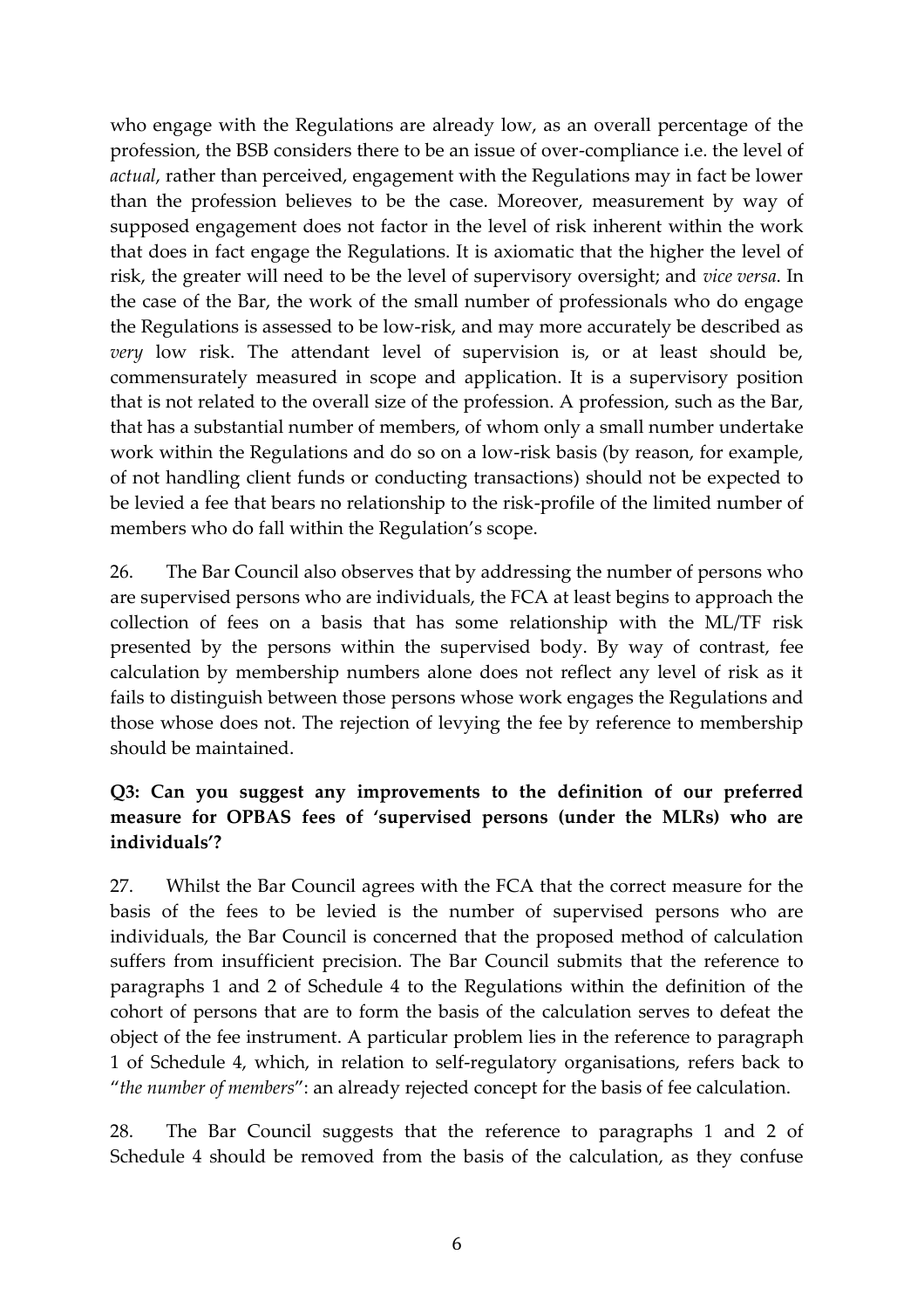who engage with the Regulations are already low, as an overall percentage of the profession, the BSB considers there to be an issue of over-compliance i.e. the level of *actual*, rather than perceived, engagement with the Regulations may in fact be lower than the profession believes to be the case. Moreover, measurement by way of supposed engagement does not factor in the level of risk inherent within the work that does in fact engage the Regulations. It is axiomatic that the higher the level of risk, the greater will need to be the level of supervisory oversight; and *vice versa.* In the case of the Bar, the work of the small number of professionals who do engage the Regulations is assessed to be low-risk, and may more accurately be described as *very* low risk. The attendant level of supervision is, or at least should be, commensurately measured in scope and application. It is a supervisory position that is not related to the overall size of the profession. A profession, such as the Bar, that has a substantial number of members, of whom only a small number undertake work within the Regulations and do so on a low-risk basis (by reason, for example, of not handling client funds or conducting transactions) should not be expected to be levied a fee that bears no relationship to the risk-profile of the limited number of members who do fall within the Regulation's scope.

26. The Bar Council also observes that by addressing the number of persons who are supervised persons who are individuals, the FCA at least begins to approach the collection of fees on a basis that has some relationship with the ML/TF risk presented by the persons within the supervised body. By way of contrast, fee calculation by membership numbers alone does not reflect any level of risk as it fails to distinguish between those persons whose work engages the Regulations and those whose does not. The rejection of levying the fee by reference to membership should be maintained.

**Q3: Can you suggest any improvements to the definition of our preferred measure for OPBAS fees of 'supervised persons (under the MLRs) who are individuals'?**

27. Whilst the Bar Council agrees with the FCA that the correct measure for the basis of the fees to be levied is the number of supervised persons who are individuals, the Bar Council is concerned that the proposed method of calculation suffers from insufficient precision. The Bar Council submits that the reference to paragraphs 1 and 2 of Schedule 4 to the Regulations within the definition of the cohort of persons that are to form the basis of the calculation serves to defeat the object of the fee instrument. A particular problem lies in the reference to paragraph 1 of Schedule 4, which, in relation to self-regulatory organisations, refers back to "*the number of members*": an already rejected concept for the basis of fee calculation.

28. The Bar Council suggests that the reference to paragraphs 1 and 2 of Schedule 4 should be removed from the basis of the calculation, as they confuse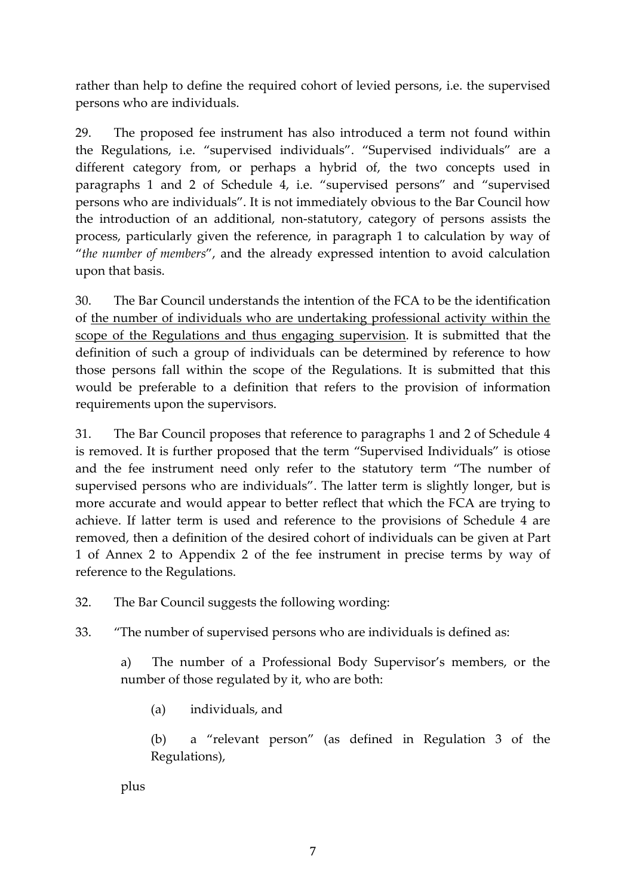rather than help to define the required cohort of levied persons, i.e. the supervised persons who are individuals.

29. The proposed fee instrument has also introduced a term not found within the Regulations, i.e. "supervised individuals". "Supervised individuals" are a different category from, or perhaps a hybrid of, the two concepts used in paragraphs 1 and 2 of Schedule 4, i.e. "supervised persons" and "supervised persons who are individuals". It is not immediately obvious to the Bar Council how the introduction of an additional, non-statutory, category of persons assists the process, particularly given the reference, in paragraph 1 to calculation by way of "*the number of members*", and the already expressed intention to avoid calculation upon that basis.

30. The Bar Council understands the intention of the FCA to be the identification of <u>the number of individuals who are undertaking professional activity within the scope of the Regulations and thus engaging supervision</u>. It is submitted that the definition of such a group of individuals can be determined by reference to how those persons fall within the scope of the Regulations. It is submitted that this would be preferable to a definition that refers to the provision of information requirements upon the supervisors.

31. The Bar Council proposes that reference to paragraphs 1 and 2 of Schedule 4 is removed. It is further proposed that the term "Supervised Individuals" is otiose and the fee instrument need only refer to the statutory term "The number of supervised persons who are individuals". The latter term is slightly longer, but is more accurate and would appear to better reflect that which the FCA are trying to achieve. If latter term is used and reference to the provisions of Schedule 4 are removed, then a definition of the desired cohort of individuals can be given at Part 1 of Annex 2 to Appendix 2 of the fee instrument in precise terms by way of reference to the Regulations.

32. The Bar Council suggests the following wording:

33. "The number of supervised persons who are individuals is defined as:

> a) The number of a Professional Body Supervisor's members, or the number of those regulated by it, who are both:
>
> > (a) individuals, and
> >
> > (b) a "relevant person" (as defined in Regulation 3 of the Regulations),
>
> plus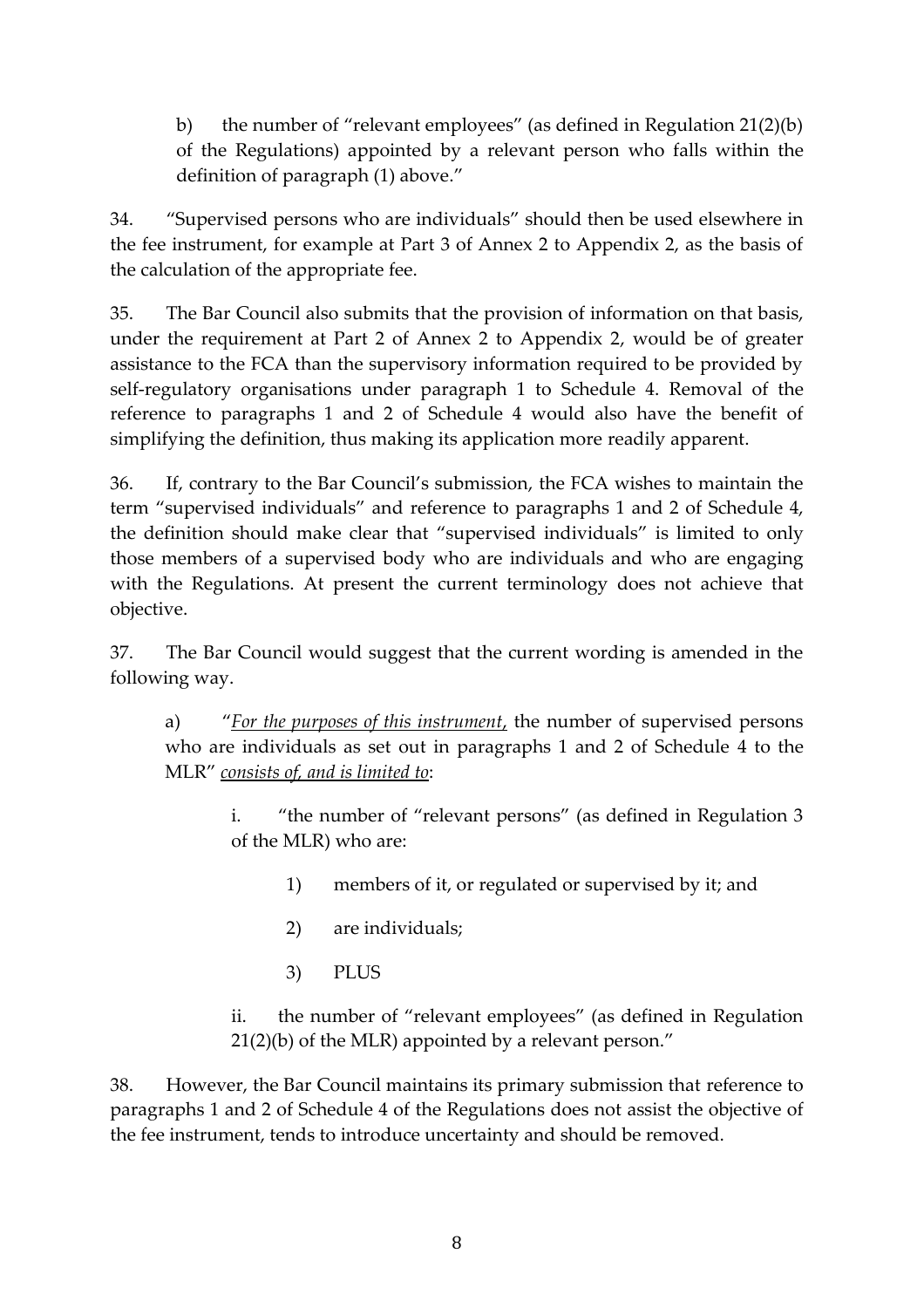b) the number of "relevant employees" (as defined in Regulation 21(2)(b) of the Regulations) appointed by a relevant person who falls within the definition of paragraph (1) above."

34. "Supervised persons who are individuals" should then be used elsewhere in the fee instrument, for example at Part 3 of Annex 2 to Appendix 2, as the basis of the calculation of the appropriate fee.

35. The Bar Council also submits that the provision of information on that basis, under the requirement at Part 2 of Annex 2 to Appendix 2, would be of greater assistance to the FCA than the supervisory information required to be provided by self-regulatory organisations under paragraph 1 to Schedule 4. Removal of the reference to paragraphs 1 and 2 of Schedule 4 would also have the benefit of simplifying the definition, thus making its application more readily apparent.

36. If, contrary to the Bar Council's submission, the FCA wishes to maintain the term "supervised individuals" and reference to paragraphs 1 and 2 of Schedule 4, the definition should make clear that "supervised individuals" is limited to only those members of a supervised body who are individuals and who are engaging with the Regulations. At present the current terminology does not achieve that objective.

37. The Bar Council would suggest that the current wording is amended in the following way.

a) "*For the purposes of this instrument*, the number of supervised persons who are individuals as set out in paragraphs 1 and 2 of Schedule 4 to the MLR" *consists of, and is limited to*:

i. "the number of "relevant persons" (as defined in Regulation 3 of the MLR) who are:

1) members of it, or regulated or supervised by it; and

2) are individuals;

3) PLUS

ii. the number of "relevant employees" (as defined in Regulation 21(2)(b) of the MLR) appointed by a relevant person."

38. However, the Bar Council maintains its primary submission that reference to paragraphs 1 and 2 of Schedule 4 of the Regulations does not assist the objective of the fee instrument, tends to introduce uncertainty and should be removed.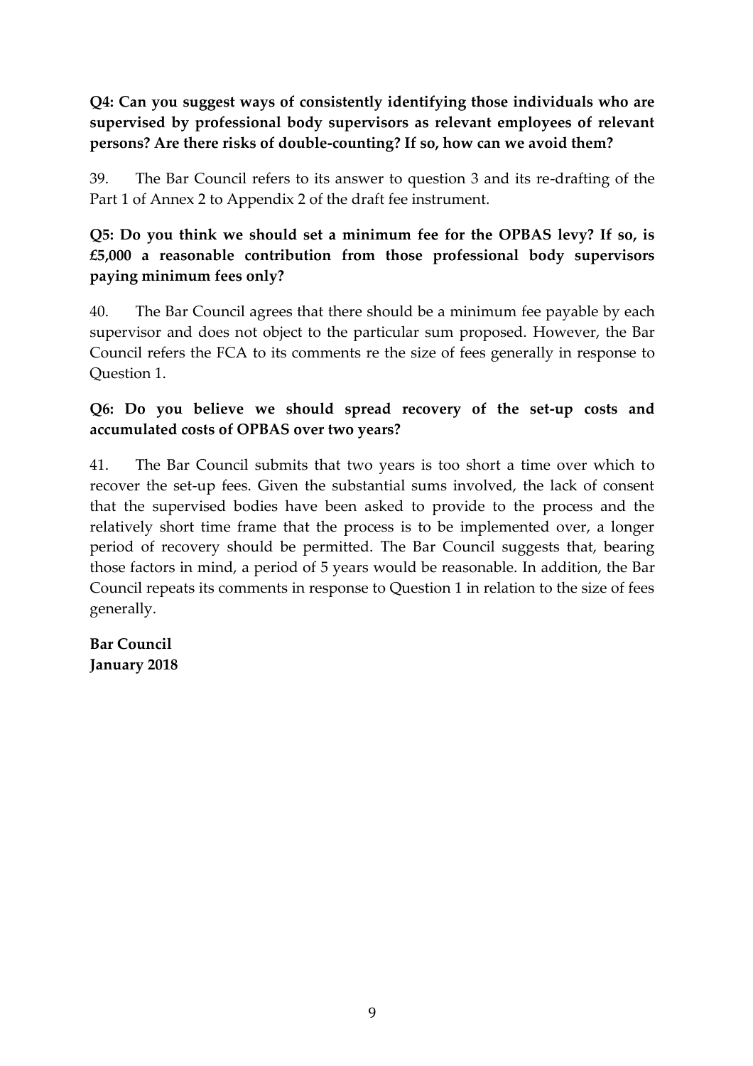**Q4: Can you suggest ways of consistently identifying those individuals who are supervised by professional body supervisors as relevant employees of relevant persons? Are there risks of double-counting? If so, how can we avoid them?**

39. The Bar Council refers to its answer to question 3 and its re-drafting of the Part 1 of Annex 2 to Appendix 2 of the draft fee instrument.

**Q5: Do you think we should set a minimum fee for the OPBAS levy? If so, is £5,000 a reasonable contribution from those professional body supervisors paying minimum fees only?**

40. The Bar Council agrees that there should be a minimum fee payable by each supervisor and does not object to the particular sum proposed. However, the Bar Council refers the FCA to its comments re the size of fees generally in response to Question 1.

**Q6: Do you believe we should spread recovery of the set-up costs and accumulated costs of OPBAS over two years?**

41. The Bar Council submits that two years is too short a time over which to recover the set-up fees. Given the substantial sums involved, the lack of consent that the supervised bodies have been asked to provide to the process and the relatively short time frame that the process is to be implemented over, a longer period of recovery should be permitted. The Bar Council suggests that, bearing those factors in mind, a period of 5 years would be reasonable. In addition, the Bar Council repeats its comments in response to Question 1 in relation to the size of fees generally.

**Bar Council**
**January 2018**